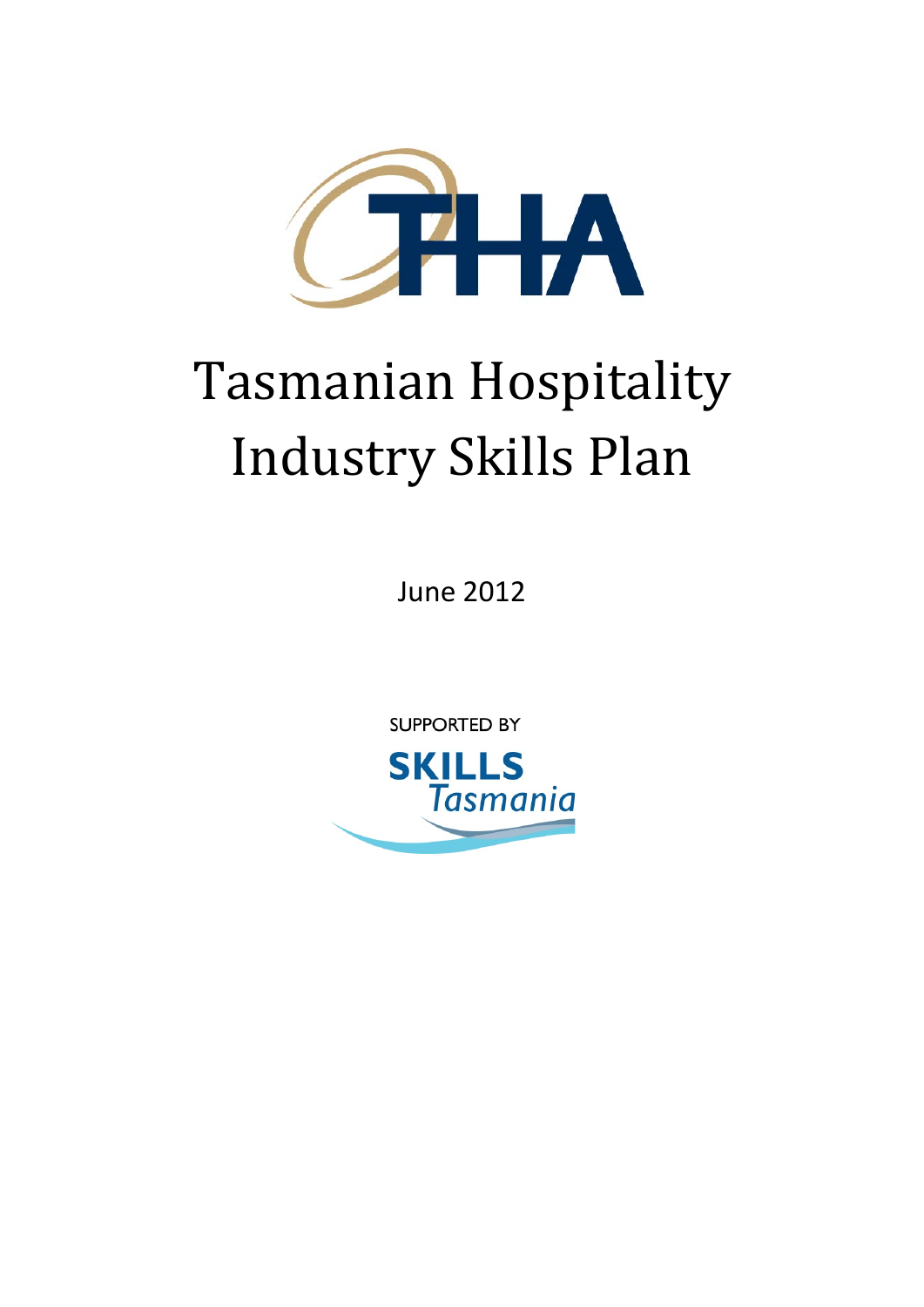THA

# Tasmanian Hospitality Industry Skills Plan

June 2012

SUPPORTED BY

SKILLS *Tasmania*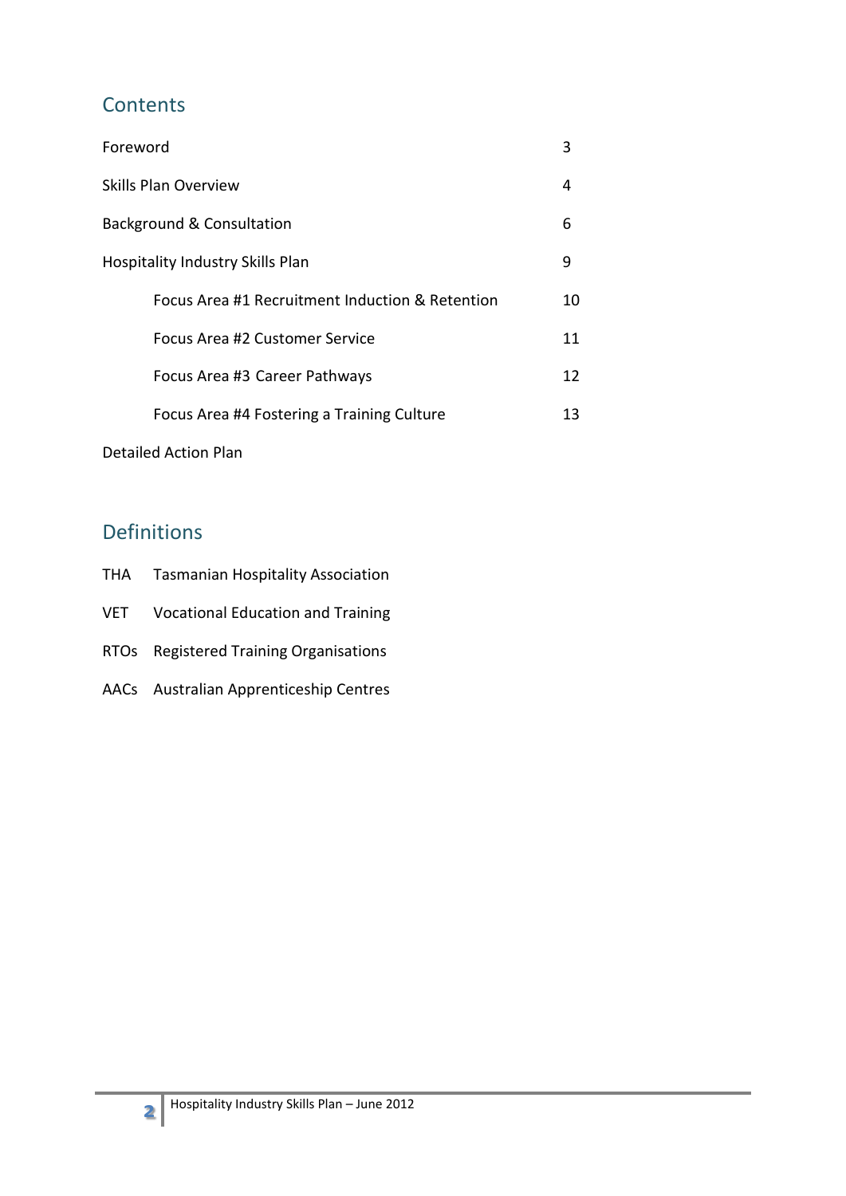## Contents

| | |
|---|---|
| Foreword | 3 |
| Skills Plan Overview | 4 |
| Background & Consultation | 6 |
| Hospitality Industry Skills Plan | 9 |
| Focus Area #1 Recruitment Induction & Retention | 10 |
| Focus Area #2 Customer Service | 11 |
| Focus Area #3 Career Pathways | 12 |
| Focus Area #4 Fostering a Training Culture | 13 |
| Detailed Action Plan | |

## Definitions

| | |
|---|---|
| THA | Tasmanian Hospitality Association |
| VET | Vocational Education and Training |
| RTOs | Registered Training Organisations |
| AACs | Australian Apprenticeship Centres |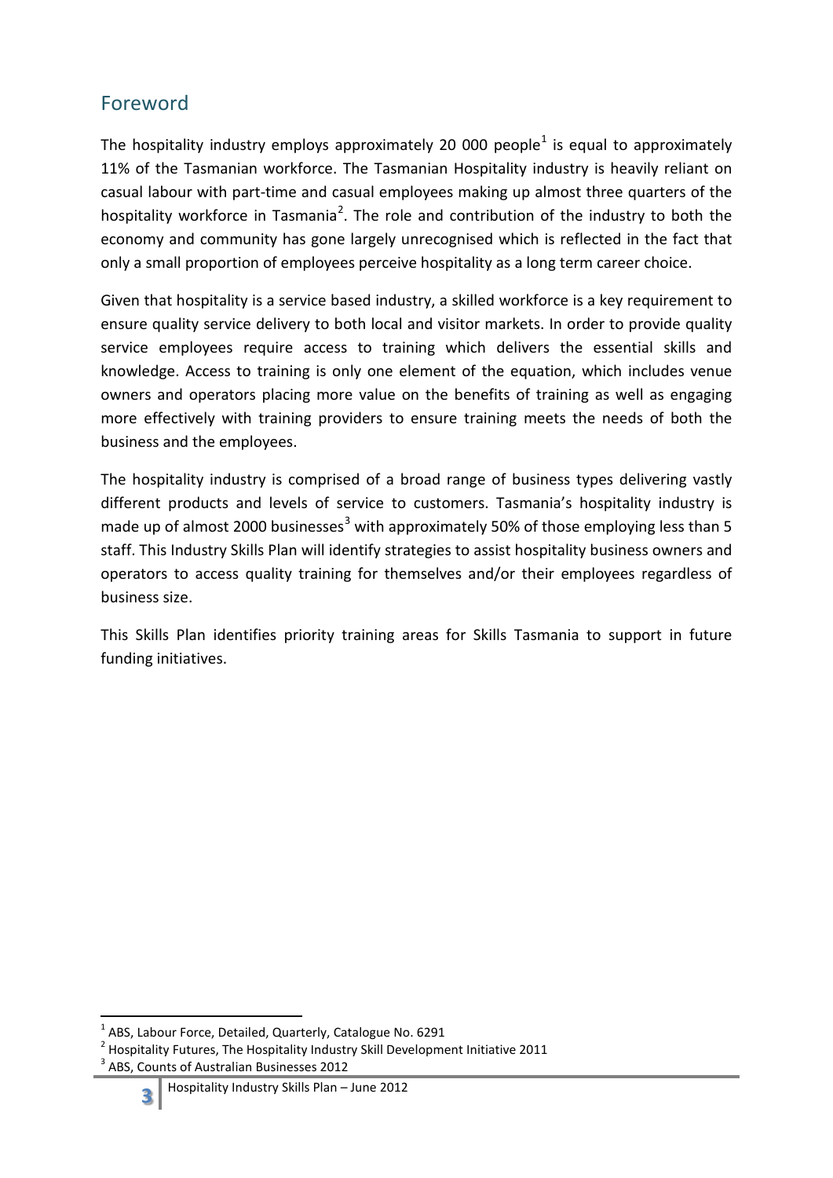## Foreword

The hospitality industry employs approximately 20 000 people[1] is equal to approximately 11% of the Tasmanian workforce. The Tasmanian Hospitality industry is heavily reliant on casual labour with part-time and casual employees making up almost three quarters of the hospitality workforce in Tasmania[2]. The role and contribution of the industry to both the economy and community has gone largely unrecognised which is reflected in the fact that only a small proportion of employees perceive hospitality as a long term career choice.

Given that hospitality is a service based industry, a skilled workforce is a key requirement to ensure quality service delivery to both local and visitor markets. In order to provide quality service employees require access to training which delivers the essential skills and knowledge. Access to training is only one element of the equation, which includes venue owners and operators placing more value on the benefits of training as well as engaging more effectively with training providers to ensure training meets the needs of both the business and the employees.

The hospitality industry is comprised of a broad range of business types delivering vastly different products and levels of service to customers. Tasmania's hospitality industry is made up of almost 2000 businesses[3] with approximately 50% of those employing less than 5 staff. This Industry Skills Plan will identify strategies to assist hospitality business owners and operators to access quality training for themselves and/or their employees regardless of business size.

This Skills Plan identifies priority training areas for Skills Tasmania to support in future funding initiatives.

---

[1] ABS, Labour Force, Detailed, Quarterly, Catalogue No. 6291

[2] Hospitality Futures, The Hospitality Industry Skill Development Initiative 2011

[3] ABS, Counts of Australian Businesses 2012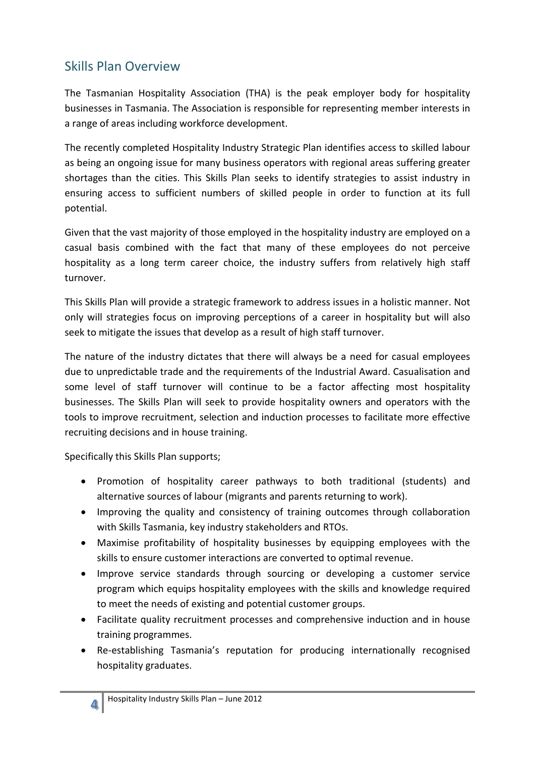## Skills Plan Overview

The Tasmanian Hospitality Association (THA) is the peak employer body for hospitality businesses in Tasmania. The Association is responsible for representing member interests in a range of areas including workforce development.

The recently completed Hospitality Industry Strategic Plan identifies access to skilled labour as being an ongoing issue for many business operators with regional areas suffering greater shortages than the cities. This Skills Plan seeks to identify strategies to assist industry in ensuring access to sufficient numbers of skilled people in order to function at its full potential.

Given that the vast majority of those employed in the hospitality industry are employed on a casual basis combined with the fact that many of these employees do not perceive hospitality as a long term career choice, the industry suffers from relatively high staff turnover.

This Skills Plan will provide a strategic framework to address issues in a holistic manner. Not only will strategies focus on improving perceptions of a career in hospitality but will also seek to mitigate the issues that develop as a result of high staff turnover.

The nature of the industry dictates that there will always be a need for casual employees due to unpredictable trade and the requirements of the Industrial Award. Casualisation and some level of staff turnover will continue to be a factor affecting most hospitality businesses. The Skills Plan will seek to provide hospitality owners and operators with the tools to improve recruitment, selection and induction processes to facilitate more effective recruiting decisions and in house training.

Specifically this Skills Plan supports;

- Promotion of hospitality career pathways to both traditional (students) and alternative sources of labour (migrants and parents returning to work).
- Improving the quality and consistency of training outcomes through collaboration with Skills Tasmania, key industry stakeholders and RTOs.
- Maximise profitability of hospitality businesses by equipping employees with the skills to ensure customer interactions are converted to optimal revenue.
- Improve service standards through sourcing or developing a customer service program which equips hospitality employees with the skills and knowledge required to meet the needs of existing and potential customer groups.
- Facilitate quality recruitment processes and comprehensive induction and in house training programmes.
- Re-establishing Tasmania's reputation for producing internationally recognised hospitality graduates.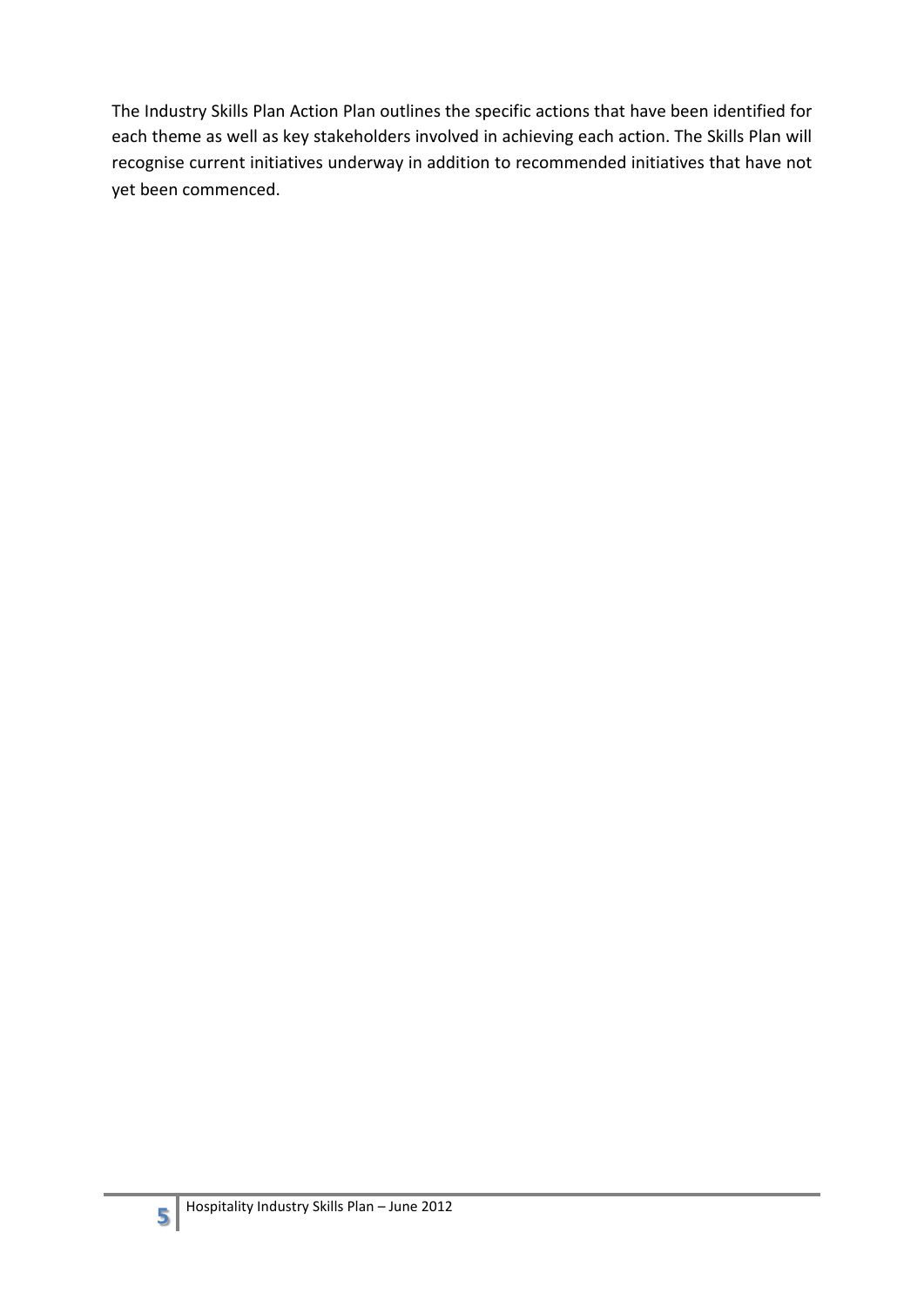The Industry Skills Plan Action Plan outlines the specific actions that have been identified for each theme as well as key stakeholders involved in achieving each action. The Skills Plan will recognise current initiatives underway in addition to recommended initiatives that have not yet been commenced.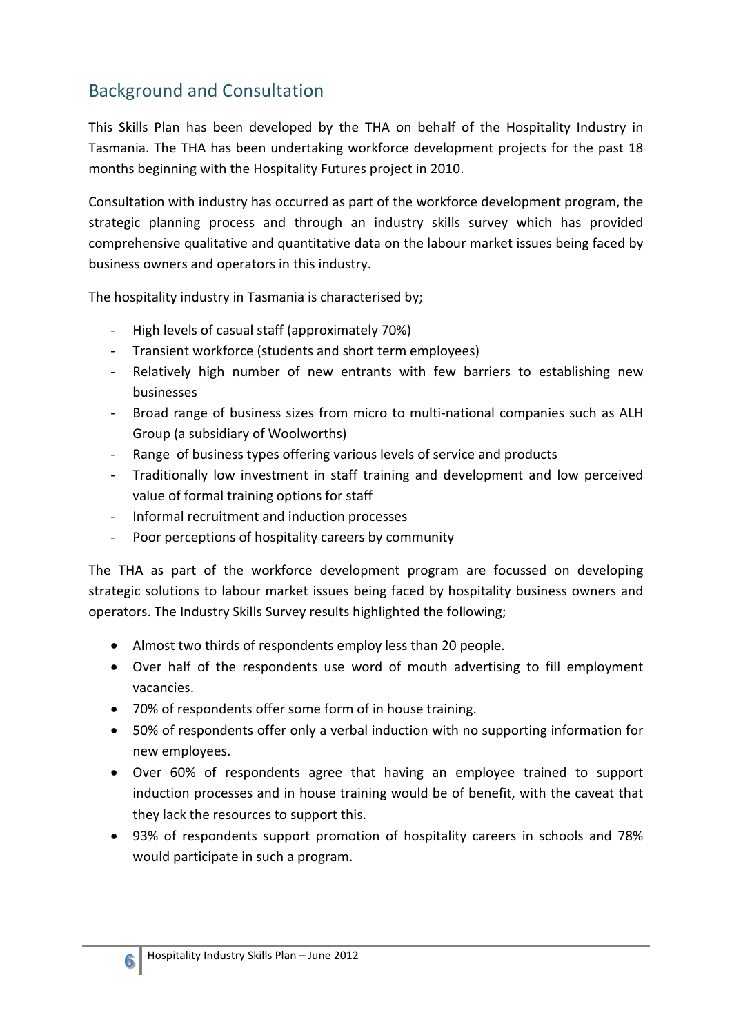## Background and Consultation

This Skills Plan has been developed by the THA on behalf of the Hospitality Industry in Tasmania. The THA has been undertaking workforce development projects for the past 18 months beginning with the Hospitality Futures project in 2010.

Consultation with industry has occurred as part of the workforce development program, the strategic planning process and through an industry skills survey which has provided comprehensive qualitative and quantitative data on the labour market issues being faced by business owners and operators in this industry.

The hospitality industry in Tasmania is characterised by;

- High levels of casual staff (approximately 70%)
- Transient workforce (students and short term employees)
- Relatively high number of new entrants with few barriers to establishing new businesses
- Broad range of business sizes from micro to multi-national companies such as ALH Group (a subsidiary of Woolworths)
- Range of business types offering various levels of service and products
- Traditionally low investment in staff training and development and low perceived value of formal training options for staff
- Informal recruitment and induction processes
- Poor perceptions of hospitality careers by community

The THA as part of the workforce development program are focussed on developing strategic solutions to labour market issues being faced by hospitality business owners and operators. The Industry Skills Survey results highlighted the following;

- Almost two thirds of respondents employ less than 20 people.
- Over half of the respondents use word of mouth advertising to fill employment vacancies.
- 70% of respondents offer some form of in house training.
- 50% of respondents offer only a verbal induction with no supporting information for new employees.
- Over 60% of respondents agree that having an employee trained to support induction processes and in house training would be of benefit, with the caveat that they lack the resources to support this.
- 93% of respondents support promotion of hospitality careers in schools and 78% would participate in such a program.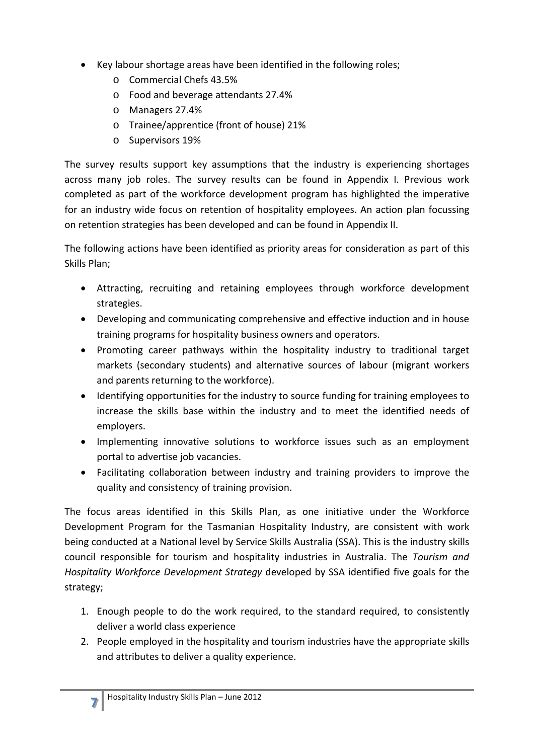- Key labour shortage areas have been identified in the following roles;
    - Commercial Chefs 43.5%
    - Food and beverage attendants 27.4%
    - Managers 27.4%
    - Trainee/apprentice (front of house) 21%
    - Supervisors 19%

The survey results support key assumptions that the industry is experiencing shortages across many job roles. The survey results can be found in Appendix I. Previous work completed as part of the workforce development program has highlighted the imperative for an industry wide focus on retention of hospitality employees. An action plan focussing on retention strategies has been developed and can be found in Appendix II.

The following actions have been identified as priority areas for consideration as part of this Skills Plan;

- Attracting, recruiting and retaining employees through workforce development strategies.
- Developing and communicating comprehensive and effective induction and in house training programs for hospitality business owners and operators.
- Promoting career pathways within the hospitality industry to traditional target markets (secondary students) and alternative sources of labour (migrant workers and parents returning to the workforce).
- Identifying opportunities for the industry to source funding for training employees to increase the skills base within the industry and to meet the identified needs of employers.
- Implementing innovative solutions to workforce issues such as an employment portal to advertise job vacancies.
- Facilitating collaboration between industry and training providers to improve the quality and consistency of training provision.

The focus areas identified in this Skills Plan, as one initiative under the Workforce Development Program for the Tasmanian Hospitality Industry, are consistent with work being conducted at a National level by Service Skills Australia (SSA). This is the industry skills council responsible for tourism and hospitality industries in Australia. The *Tourism and Hospitality Workforce Development Strategy* developed by SSA identified five goals for the strategy;

1. Enough people to do the work required, to the standard required, to consistently deliver a world class experience
2. People employed in the hospitality and tourism industries have the appropriate skills and attributes to deliver a quality experience.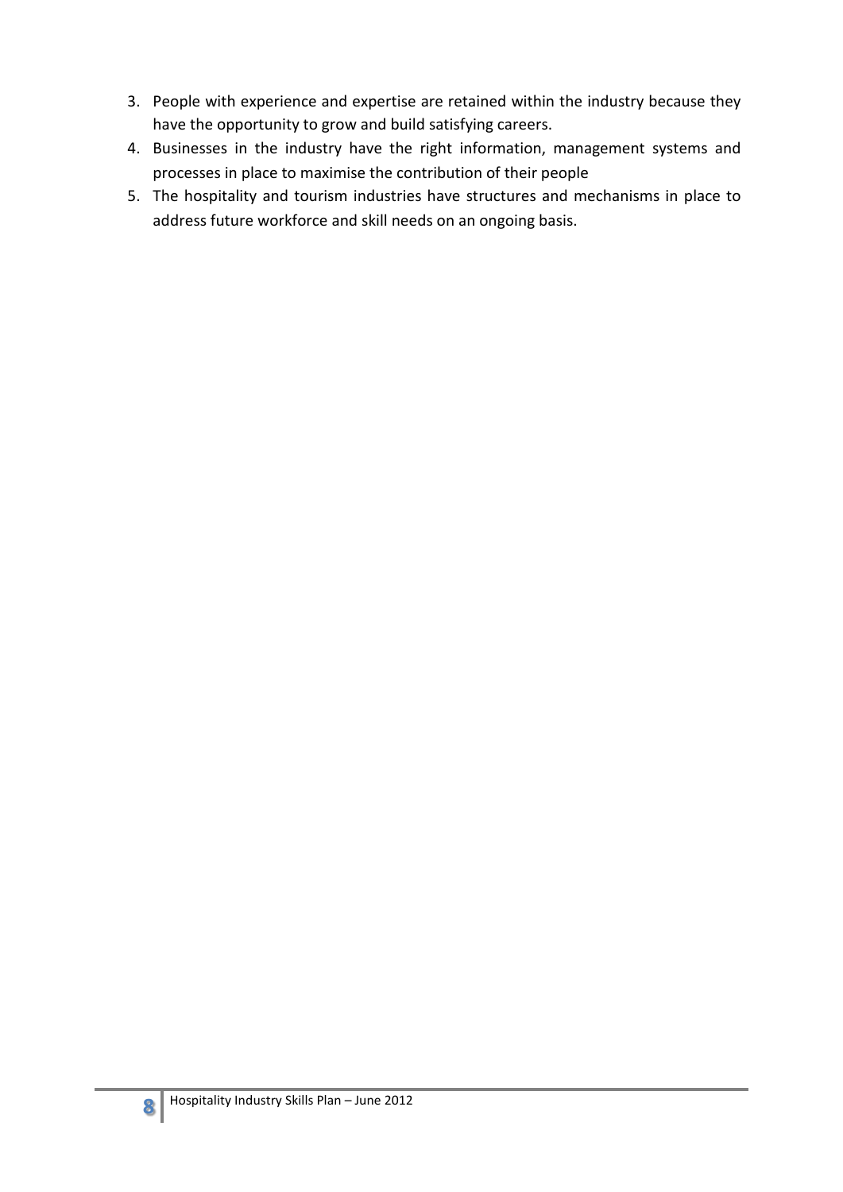3. People with experience and expertise are retained within the industry because they have the opportunity to grow and build satisfying careers.
4. Businesses in the industry have the right information, management systems and processes in place to maximise the contribution of their people
5. The hospitality and tourism industries have structures and mechanisms in place to address future workforce and skill needs on an ongoing basis.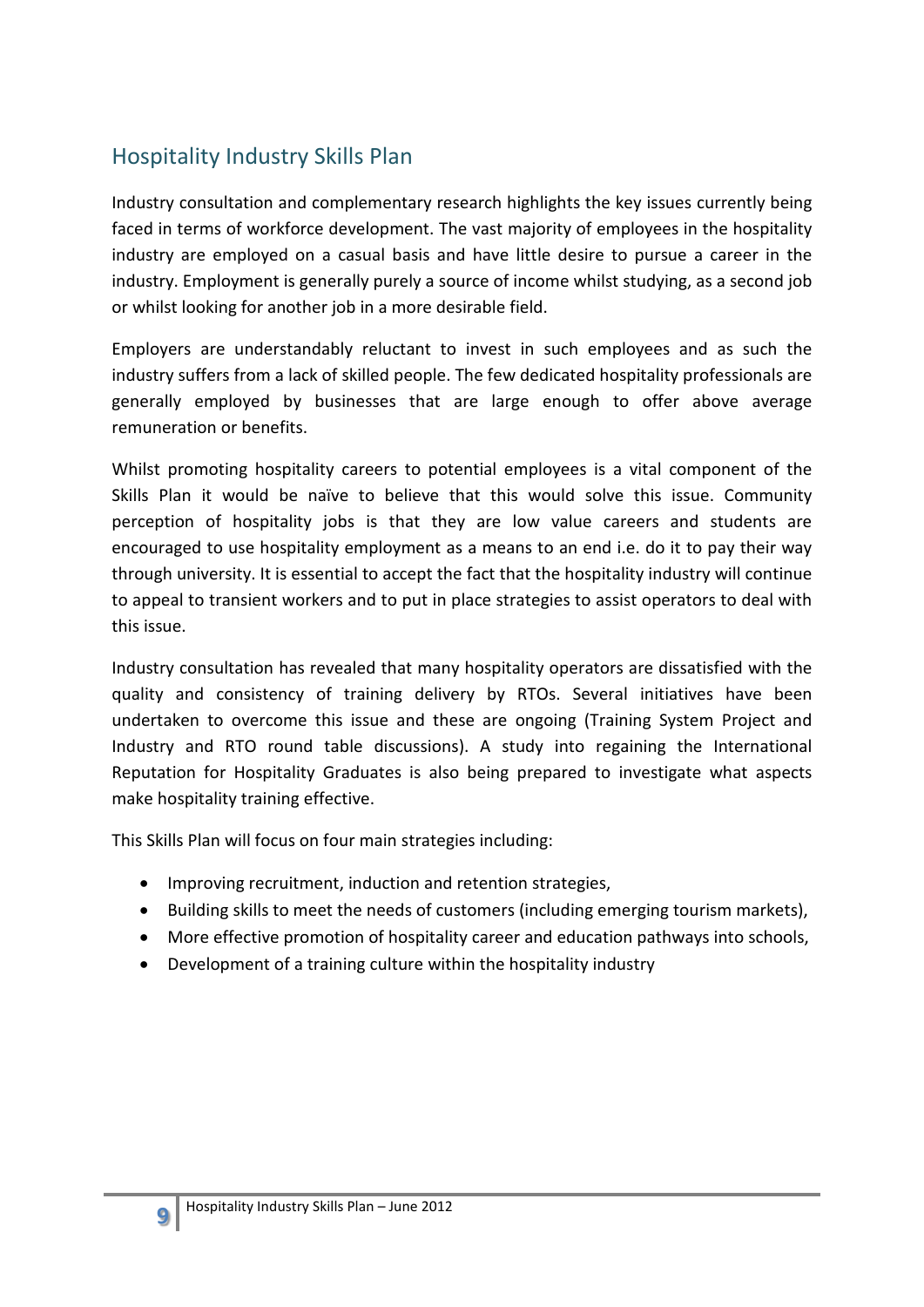## Hospitality Industry Skills Plan

Industry consultation and complementary research highlights the key issues currently being faced in terms of workforce development. The vast majority of employees in the hospitality industry are employed on a casual basis and have little desire to pursue a career in the industry. Employment is generally purely a source of income whilst studying, as a second job or whilst looking for another job in a more desirable field.

Employers are understandably reluctant to invest in such employees and as such the industry suffers from a lack of skilled people. The few dedicated hospitality professionals are generally employed by businesses that are large enough to offer above average remuneration or benefits.

Whilst promoting hospitality careers to potential employees is a vital component of the Skills Plan it would be naïve to believe that this would solve this issue. Community perception of hospitality jobs is that they are low value careers and students are encouraged to use hospitality employment as a means to an end i.e. do it to pay their way through university. It is essential to accept the fact that the hospitality industry will continue to appeal to transient workers and to put in place strategies to assist operators to deal with this issue.

Industry consultation has revealed that many hospitality operators are dissatisfied with the quality and consistency of training delivery by RTOs. Several initiatives have been undertaken to overcome this issue and these are ongoing (Training System Project and Industry and RTO round table discussions). A study into regaining the International Reputation for Hospitality Graduates is also being prepared to investigate what aspects make hospitality training effective.

This Skills Plan will focus on four main strategies including:

- Improving recruitment, induction and retention strategies,
- Building skills to meet the needs of customers (including emerging tourism markets),
- More effective promotion of hospitality career and education pathways into schools,
- Development of a training culture within the hospitality industry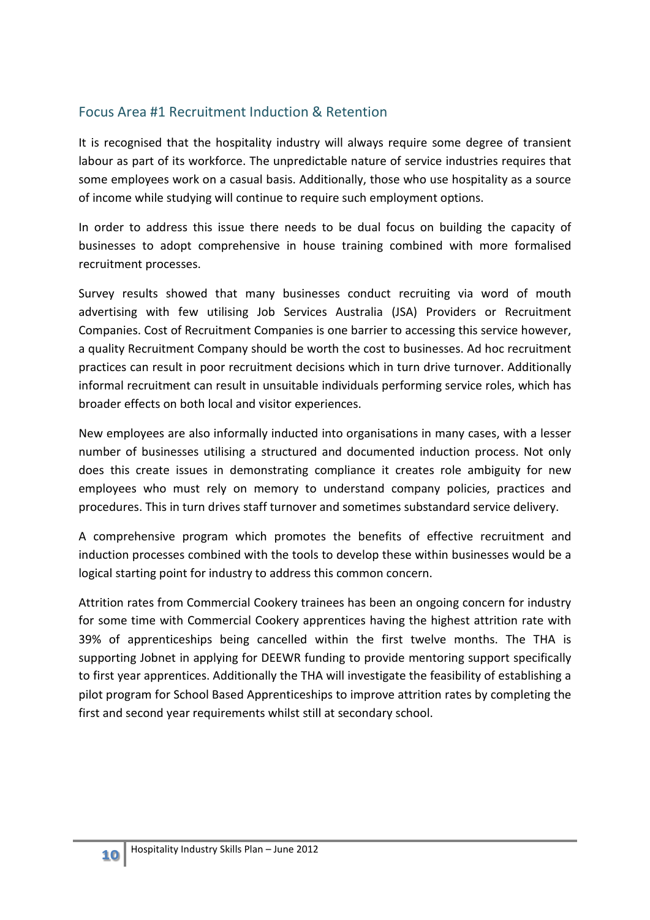## Focus Area #1 Recruitment Induction & Retention

It is recognised that the hospitality industry will always require some degree of transient labour as part of its workforce. The unpredictable nature of service industries requires that some employees work on a casual basis. Additionally, those who use hospitality as a source of income while studying will continue to require such employment options.

In order to address this issue there needs to be dual focus on building the capacity of businesses to adopt comprehensive in house training combined with more formalised recruitment processes.

Survey results showed that many businesses conduct recruiting via word of mouth advertising with few utilising Job Services Australia (JSA) Providers or Recruitment Companies. Cost of Recruitment Companies is one barrier to accessing this service however, a quality Recruitment Company should be worth the cost to businesses. Ad hoc recruitment practices can result in poor recruitment decisions which in turn drive turnover. Additionally informal recruitment can result in unsuitable individuals performing service roles, which has broader effects on both local and visitor experiences.

New employees are also informally inducted into organisations in many cases, with a lesser number of businesses utilising a structured and documented induction process. Not only does this create issues in demonstrating compliance it creates role ambiguity for new employees who must rely on memory to understand company policies, practices and procedures. This in turn drives staff turnover and sometimes substandard service delivery.

A comprehensive program which promotes the benefits of effective recruitment and induction processes combined with the tools to develop these within businesses would be a logical starting point for industry to address this common concern.

Attrition rates from Commercial Cookery trainees has been an ongoing concern for industry for some time with Commercial Cookery apprentices having the highest attrition rate with 39% of apprenticeships being cancelled within the first twelve months. The THA is supporting Jobnet in applying for DEEWR funding to provide mentoring support specifically to first year apprentices. Additionally the THA will investigate the feasibility of establishing a pilot program for School Based Apprenticeships to improve attrition rates by completing the first and second year requirements whilst still at secondary school.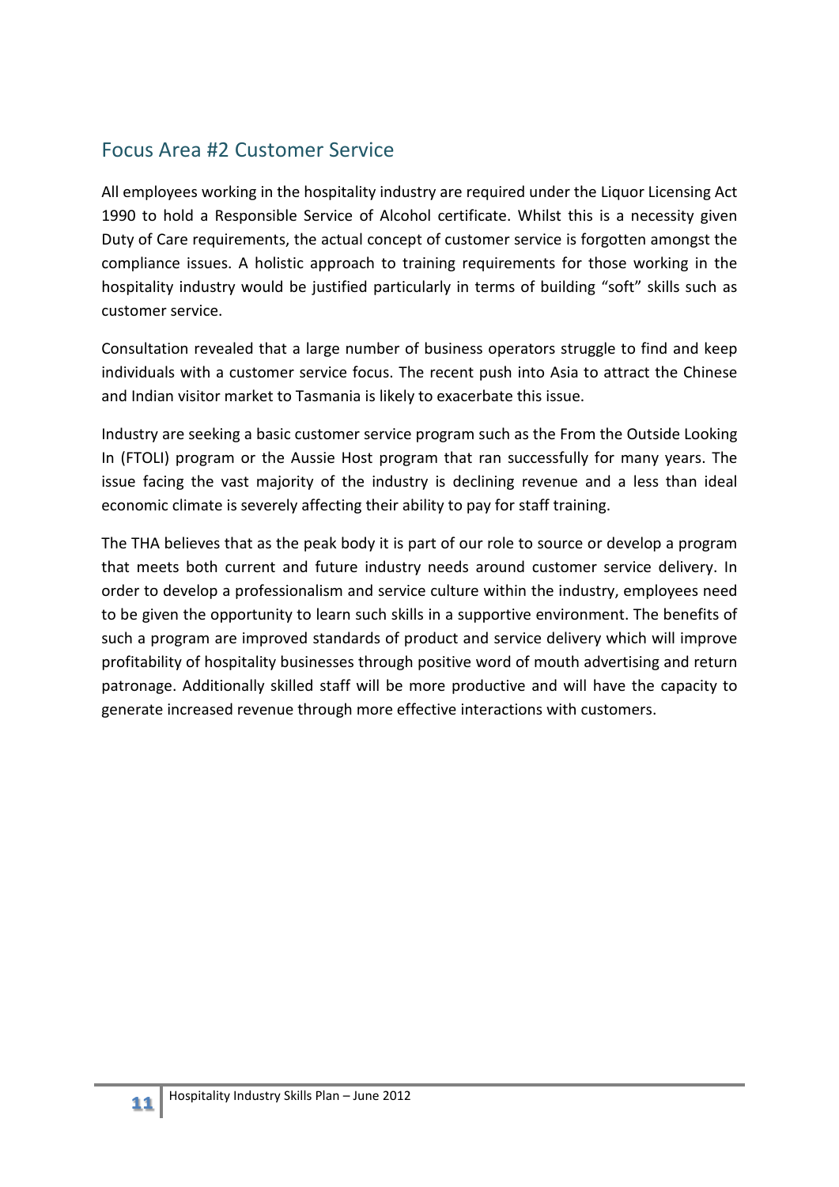## Focus Area #2 Customer Service

All employees working in the hospitality industry are required under the Liquor Licensing Act 1990 to hold a Responsible Service of Alcohol certificate. Whilst this is a necessity given Duty of Care requirements, the actual concept of customer service is forgotten amongst the compliance issues. A holistic approach to training requirements for those working in the hospitality industry would be justified particularly in terms of building "soft" skills such as customer service.

Consultation revealed that a large number of business operators struggle to find and keep individuals with a customer service focus. The recent push into Asia to attract the Chinese and Indian visitor market to Tasmania is likely to exacerbate this issue.

Industry are seeking a basic customer service program such as the From the Outside Looking In (FTOLI) program or the Aussie Host program that ran successfully for many years. The issue facing the vast majority of the industry is declining revenue and a less than ideal economic climate is severely affecting their ability to pay for staff training.

The THA believes that as the peak body it is part of our role to source or develop a program that meets both current and future industry needs around customer service delivery. In order to develop a professionalism and service culture within the industry, employees need to be given the opportunity to learn such skills in a supportive environment. The benefits of such a program are improved standards of product and service delivery which will improve profitability of hospitality businesses through positive word of mouth advertising and return patronage. Additionally skilled staff will be more productive and will have the capacity to generate increased revenue through more effective interactions with customers.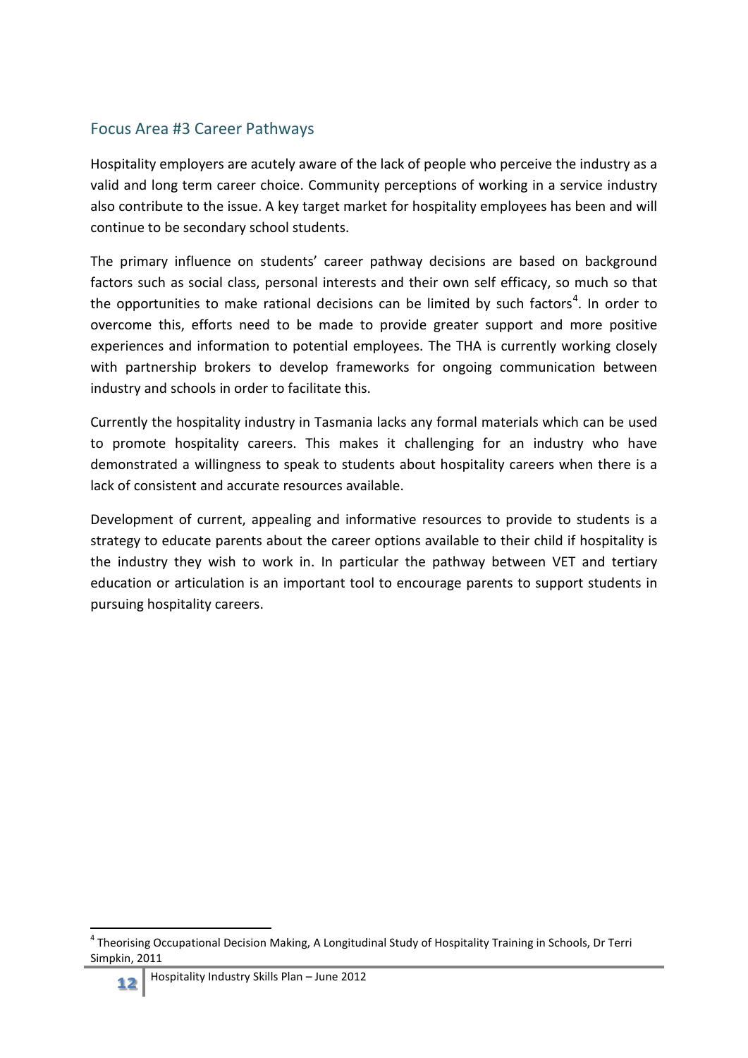## Focus Area #3 Career Pathways

Hospitality employers are acutely aware of the lack of people who perceive the industry as a valid and long term career choice. Community perceptions of working in a service industry also contribute to the issue. A key target market for hospitality employees has been and will continue to be secondary school students.

The primary influence on students' career pathway decisions are based on background factors such as social class, personal interests and their own self efficacy, so much so that the opportunities to make rational decisions can be limited by such factors[4]. In order to overcome this, efforts need to be made to provide greater support and more positive experiences and information to potential employees. The THA is currently working closely with partnership brokers to develop frameworks for ongoing communication between industry and schools in order to facilitate this.

Currently the hospitality industry in Tasmania lacks any formal materials which can be used to promote hospitality careers. This makes it challenging for an industry who have demonstrated a willingness to speak to students about hospitality careers when there is a lack of consistent and accurate resources available.

Development of current, appealing and informative resources to provide to students is a strategy to educate parents about the career options available to their child if hospitality is the industry they wish to work in. In particular the pathway between VET and tertiary education or articulation is an important tool to encourage parents to support students in pursuing hospitality careers.

---

[4] Theorising Occupational Decision Making, A Longitudinal Study of Hospitality Training in Schools, Dr Terri Simpkin, 2011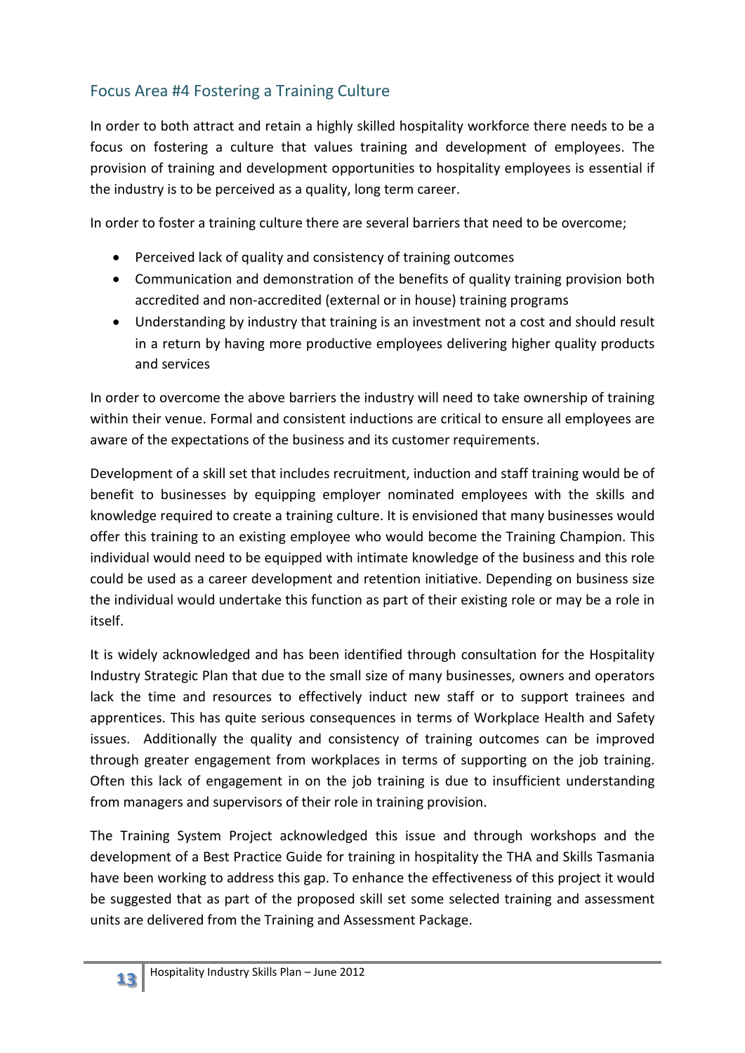## Focus Area #4 Fostering a Training Culture

In order to both attract and retain a highly skilled hospitality workforce there needs to be a focus on fostering a culture that values training and development of employees. The provision of training and development opportunities to hospitality employees is essential if the industry is to be perceived as a quality, long term career.

In order to foster a training culture there are several barriers that need to be overcome;

- Perceived lack of quality and consistency of training outcomes
- Communication and demonstration of the benefits of quality training provision both accredited and non-accredited (external or in house) training programs
- Understanding by industry that training is an investment not a cost and should result in a return by having more productive employees delivering higher quality products and services

In order to overcome the above barriers the industry will need to take ownership of training within their venue. Formal and consistent inductions are critical to ensure all employees are aware of the expectations of the business and its customer requirements.

Development of a skill set that includes recruitment, induction and staff training would be of benefit to businesses by equipping employer nominated employees with the skills and knowledge required to create a training culture. It is envisioned that many businesses would offer this training to an existing employee who would become the Training Champion. This individual would need to be equipped with intimate knowledge of the business and this role could be used as a career development and retention initiative. Depending on business size the individual would undertake this function as part of their existing role or may be a role in itself.

It is widely acknowledged and has been identified through consultation for the Hospitality Industry Strategic Plan that due to the small size of many businesses, owners and operators lack the time and resources to effectively induct new staff or to support trainees and apprentices. This has quite serious consequences in terms of Workplace Health and Safety issues. Additionally the quality and consistency of training outcomes can be improved through greater engagement from workplaces in terms of supporting on the job training. Often this lack of engagement in on the job training is due to insufficient understanding from managers and supervisors of their role in training provision.

The Training System Project acknowledged this issue and through workshops and the development of a Best Practice Guide for training in hospitality the THA and Skills Tasmania have been working to address this gap. To enhance the effectiveness of this project it would be suggested that as part of the proposed skill set some selected training and assessment units are delivered from the Training and Assessment Package.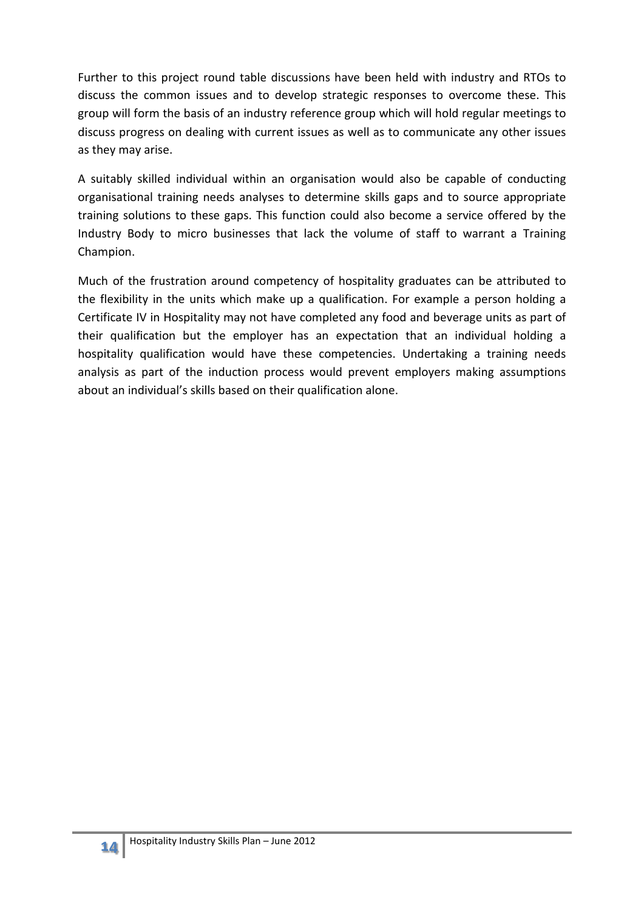Further to this project round table discussions have been held with industry and RTOs to discuss the common issues and to develop strategic responses to overcome these. This group will form the basis of an industry reference group which will hold regular meetings to discuss progress on dealing with current issues as well as to communicate any other issues as they may arise.

A suitably skilled individual within an organisation would also be capable of conducting organisational training needs analyses to determine skills gaps and to source appropriate training solutions to these gaps. This function could also become a service offered by the Industry Body to micro businesses that lack the volume of staff to warrant a Training Champion.

Much of the frustration around competency of hospitality graduates can be attributed to the flexibility in the units which make up a qualification. For example a person holding a Certificate IV in Hospitality may not have completed any food and beverage units as part of their qualification but the employer has an expectation that an individual holding a hospitality qualification would have these competencies. Undertaking a training needs analysis as part of the induction process would prevent employers making assumptions about an individual's skills based on their qualification alone.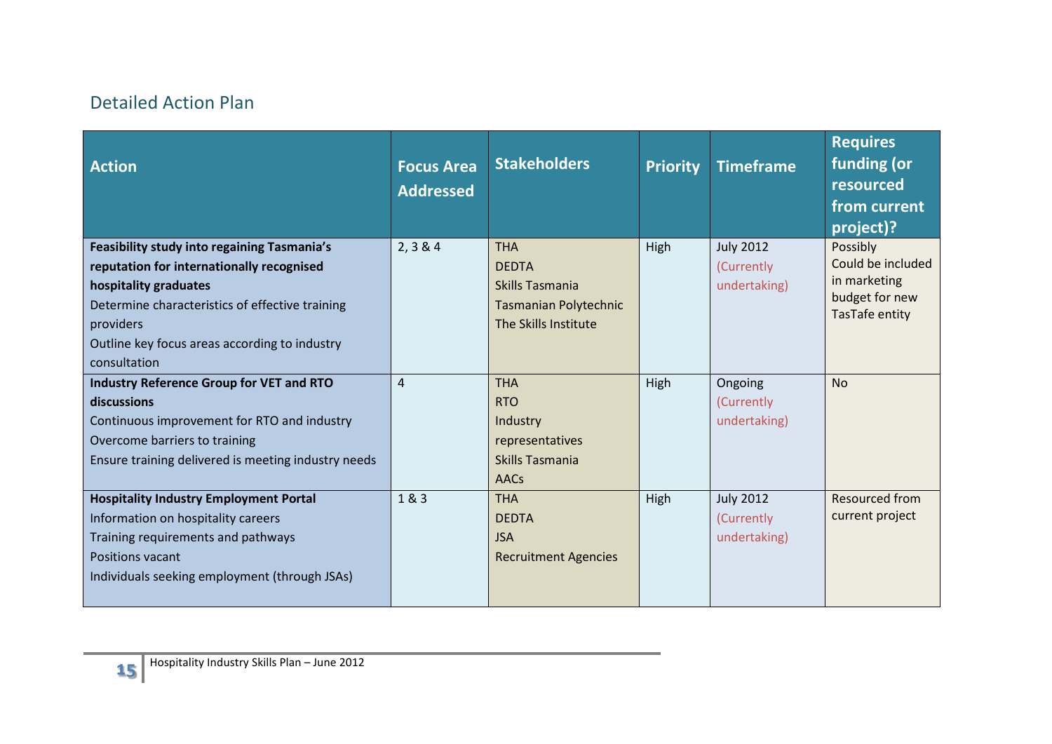## Detailed Action Plan

| Action | Focus Area Addressed | Stakeholders | Priority | Timeframe | Requires funding (or resourced from current project)? |
|---|---|---|---|---|---|
| **Feasibility study into regaining Tasmania's reputation for internationally recognised hospitality graduates**<br>Determine characteristics of effective training providers<br>Outline key focus areas according to industry consultation | 2, 3 & 4 | THA<br>DEDTA<br>Skills Tasmania<br>Tasmanian Polytechnic<br>The Skills Institute | High | July 2012<br>(Currently undertaking) | Possibly<br>Could be included in marketing budget for new TasTafe entity |
| **Industry Reference Group for VET and RTO discussions**<br>Continuous improvement for RTO and industry<br>Overcome barriers to training<br>Ensure training delivered is meeting industry needs | 4 | THA<br>RTO<br>Industry representatives<br>Skills Tasmania<br>AACs | High | Ongoing<br>(Currently undertaking) | No |
| **Hospitality Industry Employment Portal**<br>Information on hospitality careers<br>Training requirements and pathways<br>Positions vacant<br>Individuals seeking employment (through JSAs) | 1 & 3 | THA<br>DEDTA<br>JSA<br>Recruitment Agencies | High | July 2012<br>(Currently undertaking) | Resourced from current project |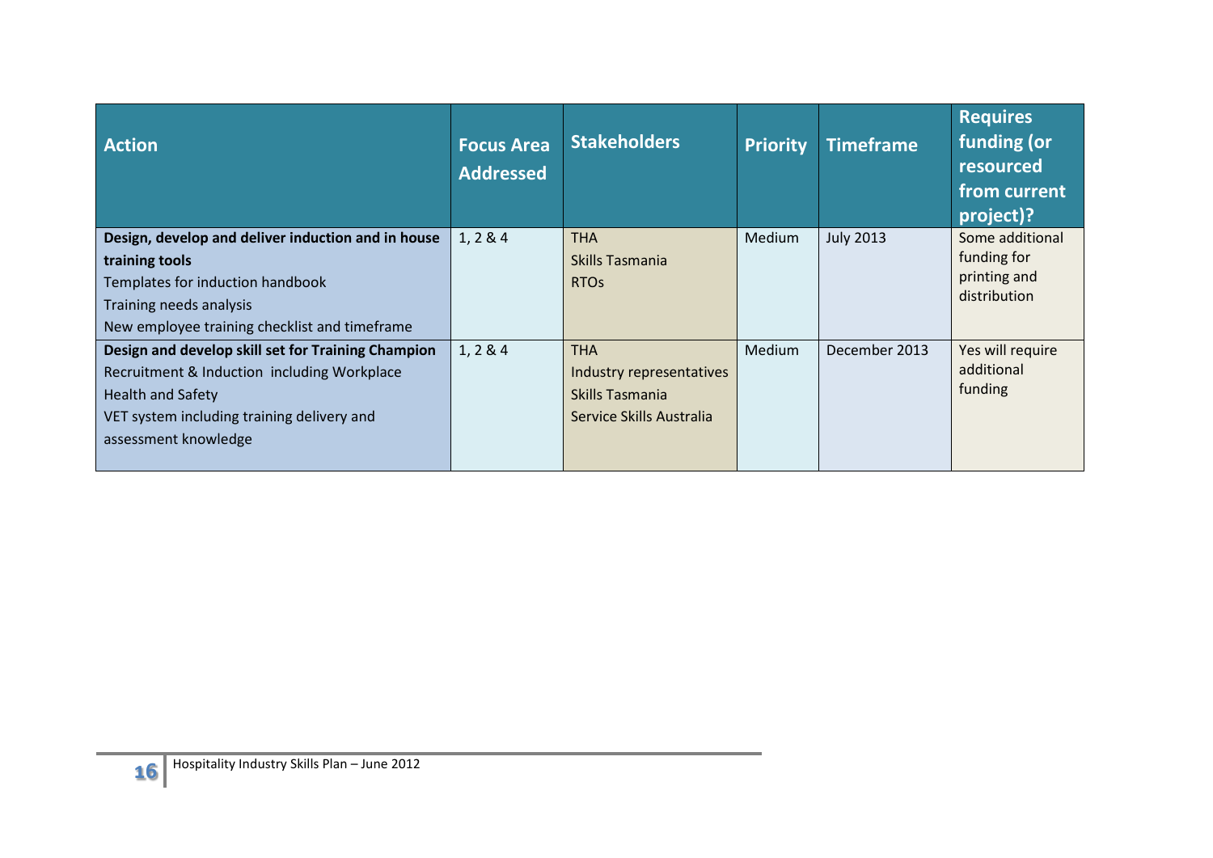| Action | Focus Area Addressed | Stakeholders | Priority | Timeframe | Requires funding (or resourced from current project)? |
|---|---|---|---|---|---|
| **Design, develop and deliver induction and in house training tools**<br>Templates for induction handbook<br>Training needs analysis<br>New employee training checklist and timeframe | 1, 2 & 4 | THA<br>Skills Tasmania<br>RTOs | Medium | July 2013 | Some additional funding for printing and distribution |
| **Design and develop skill set for Training Champion**<br>Recruitment & Induction including Workplace Health and Safety<br>VET system including training delivery and assessment knowledge | 1, 2 & 4 | THA<br>Industry representatives<br>Skills Tasmania<br>Service Skills Australia | Medium | December 2013 | Yes will require additional funding |